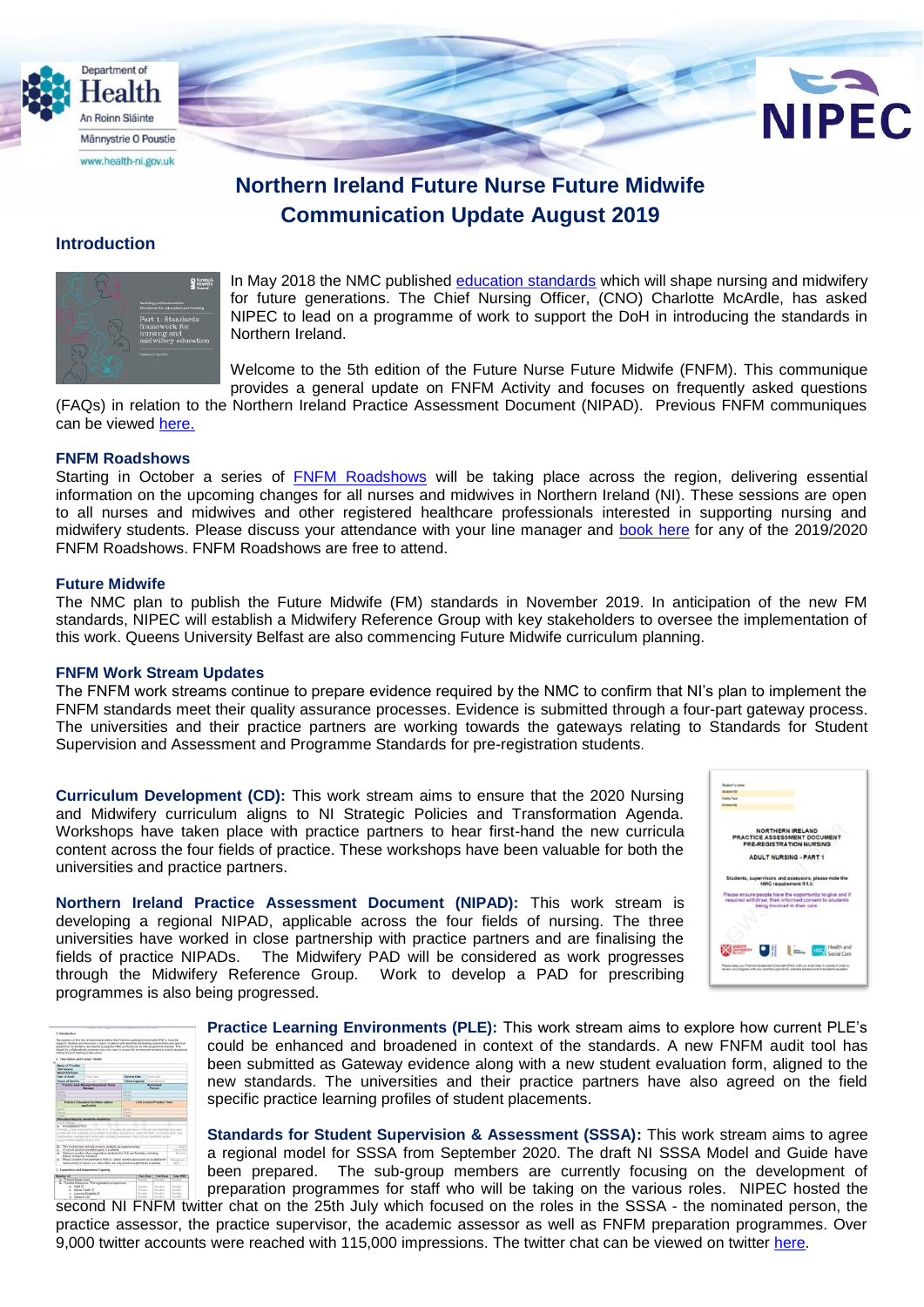# Northern Ireland Future Nurse Future Midwife Communication Update August 2019

## Introduction

In May 2018 the NMC published education standards which will shape nursing and midwifery for future generations. The Chief Nursing Officer, (CNO) Charlotte McArdle, has asked NIPEC to lead on a programme of work to support the DoH in introducing the standards in Northern Ireland.

Welcome to the 5th edition of the Future Nurse Future Midwife (FNFM). This communique provides a general update on FNFM Activity and focuses on frequently asked questions (FAQs) in relation to the Northern Ireland Practice Assessment Document (NIPAD). Previous FNFM communiques can be viewed here.

### FNFM Roadshows

Starting in October a series of FNFM Roadshows will be taking place across the region, delivering essential information on the upcoming changes for all nurses and midwives in Northern Ireland (NI). These sessions are open to all nurses and midwives and other registered healthcare professionals interested in supporting nursing and midwifery students. Please discuss your attendance with your line manager and book here for any of the 2019/2020 FNFM Roadshows. FNFM Roadshows are free to attend.

### Future Midwife

The NMC plan to publish the Future Midwife (FM) standards in November 2019. In anticipation of the new FM standards, NIPEC will establish a Midwifery Reference Group with key stakeholders to oversee the implementation of this work. Queens University Belfast are also commencing Future Midwife curriculum planning.

### FNFM Work Stream Updates

The FNFM work streams continue to prepare evidence required by the NMC to confirm that NI's plan to implement the FNFM standards meet their quality assurance processes. Evidence is submitted through a four-part gateway process. The universities and their practice partners are working towards the gateways relating to Standards for Student Supervision and Assessment and Programme Standards for pre-registration students.

**Curriculum Development (CD):** This work stream aims to ensure that the 2020 Nursing and Midwifery curriculum aligns to NI Strategic Policies and Transformation Agenda. Workshops have taken place with practice partners to hear first-hand the new curricula content across the four fields of practice. These workshops have been valuable for both the universities and practice partners.

**Northern Ireland Practice Assessment Document (NIPAD):** This work stream is developing a regional NIPAD, applicable across the four fields of nursing. The three universities have worked in close partnership with practice partners and are finalising the fields of practice NIPADs. The Midwifery PAD will be considered as work progresses through the Midwifery Reference Group. Work to develop a PAD for prescribing programmes is also being progressed.

**Practice Learning Environments (PLE):** This work stream aims to explore how current PLE's could be enhanced and broadened in context of the standards. A new FNFM audit tool has been submitted as Gateway evidence along with a new student evaluation form, aligned to the new standards. The universities and their practice partners have also agreed on the field specific practice learning profiles of student placements.

**Standards for Student Supervision & Assessment (SSSA):** This work stream aims to agree a regional model for SSSA from September 2020. The draft NI SSSA Model and Guide have been prepared. The sub-group members are currently focusing on the development of preparation programmes for staff who will be taking on the various roles. NIPEC hosted the second NI FNFM twitter chat on the 25th July which focused on the roles in the SSSA - the nominated person, the practice assessor, the practice supervisor, the academic assessor as well as FNFM preparation programmes. Over 9,000 twitter accounts were reached with 115,000 impressions. The twitter chat can be viewed on twitter here.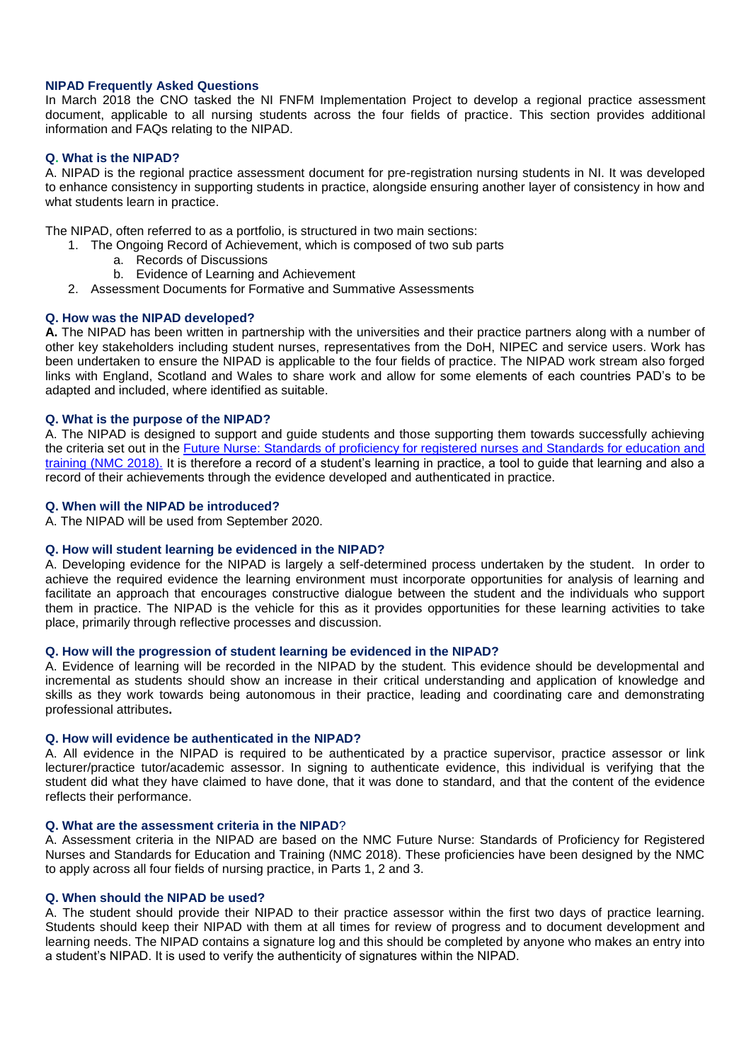## NIPAD Frequently Asked Questions

In March 2018 the CNO tasked the NI FNFM Implementation Project to develop a regional practice assessment document, applicable to all nursing students across the four fields of practice. This section provides additional information and FAQs relating to the NIPAD.

### Q. What is the NIPAD?

A. NIPAD is the regional practice assessment document for pre-registration nursing students in NI. It was developed to enhance consistency in supporting students in practice, alongside ensuring another layer of consistency in how and what students learn in practice.

The NIPAD, often referred to as a portfolio, is structured in two main sections:

1. The Ongoing Record of Achievement, which is composed of two sub parts
   a. Records of Discussions
   b. Evidence of Learning and Achievement
2. Assessment Documents for Formative and Summative Assessments

### Q. How was the NIPAD developed?

**A.** The NIPAD has been written in partnership with the universities and their practice partners along with a number of other key stakeholders including student nurses, representatives from the DoH, NIPEC and service users. Work has been undertaken to ensure the NIPAD is applicable to the four fields of practice. The NIPAD work stream also forged links with England, Scotland and Wales to share work and allow for some elements of each countries PAD's to be adapted and included, where identified as suitable.

### Q. What is the purpose of the NIPAD?

A. The NIPAD is designed to support and guide students and those supporting them towards successfully achieving the criteria set out in the Future Nurse: Standards of proficiency for registered nurses and Standards for education and training (NMC 2018). It is therefore a record of a student's learning in practice, a tool to guide that learning and also a record of their achievements through the evidence developed and authenticated in practice.

### Q. When will the NIPAD be introduced?

A. The NIPAD will be used from September 2020.

### Q. How will student learning be evidenced in the NIPAD?

A. Developing evidence for the NIPAD is largely a self-determined process undertaken by the student. In order to achieve the required evidence the learning environment must incorporate opportunities for analysis of learning and facilitate an approach that encourages constructive dialogue between the student and the individuals who support them in practice. The NIPAD is the vehicle for this as it provides opportunities for these learning activities to take place, primarily through reflective processes and discussion.

### Q. How will the progression of student learning be evidenced in the NIPAD?

A. Evidence of learning will be recorded in the NIPAD by the student. This evidence should be developmental and incremental as students should show an increase in their critical understanding and application of knowledge and skills as they work towards being autonomous in their practice, leading and coordinating care and demonstrating professional attributes**.**

### Q. How will evidence be authenticated in the NIPAD?

A. All evidence in the NIPAD is required to be authenticated by a practice supervisor, practice assessor or link lecturer/practice tutor/academic assessor. In signing to authenticate evidence, this individual is verifying that the student did what they have claimed to have done, that it was done to standard, and that the content of the evidence reflects their performance.

### Q. What are the assessment criteria in the NIPAD?

A. Assessment criteria in the NIPAD are based on the NMC Future Nurse: Standards of Proficiency for Registered Nurses and Standards for Education and Training (NMC 2018). These proficiencies have been designed by the NMC to apply across all four fields of nursing practice, in Parts 1, 2 and 3.

### Q. When should the NIPAD be used?

A. The student should provide their NIPAD to their practice assessor within the first two days of practice learning. Students should keep their NIPAD with them at all times for review of progress and to document development and learning needs. The NIPAD contains a signature log and this should be completed by anyone who makes an entry into a student's NIPAD. It is used to verify the authenticity of signatures within the NIPAD.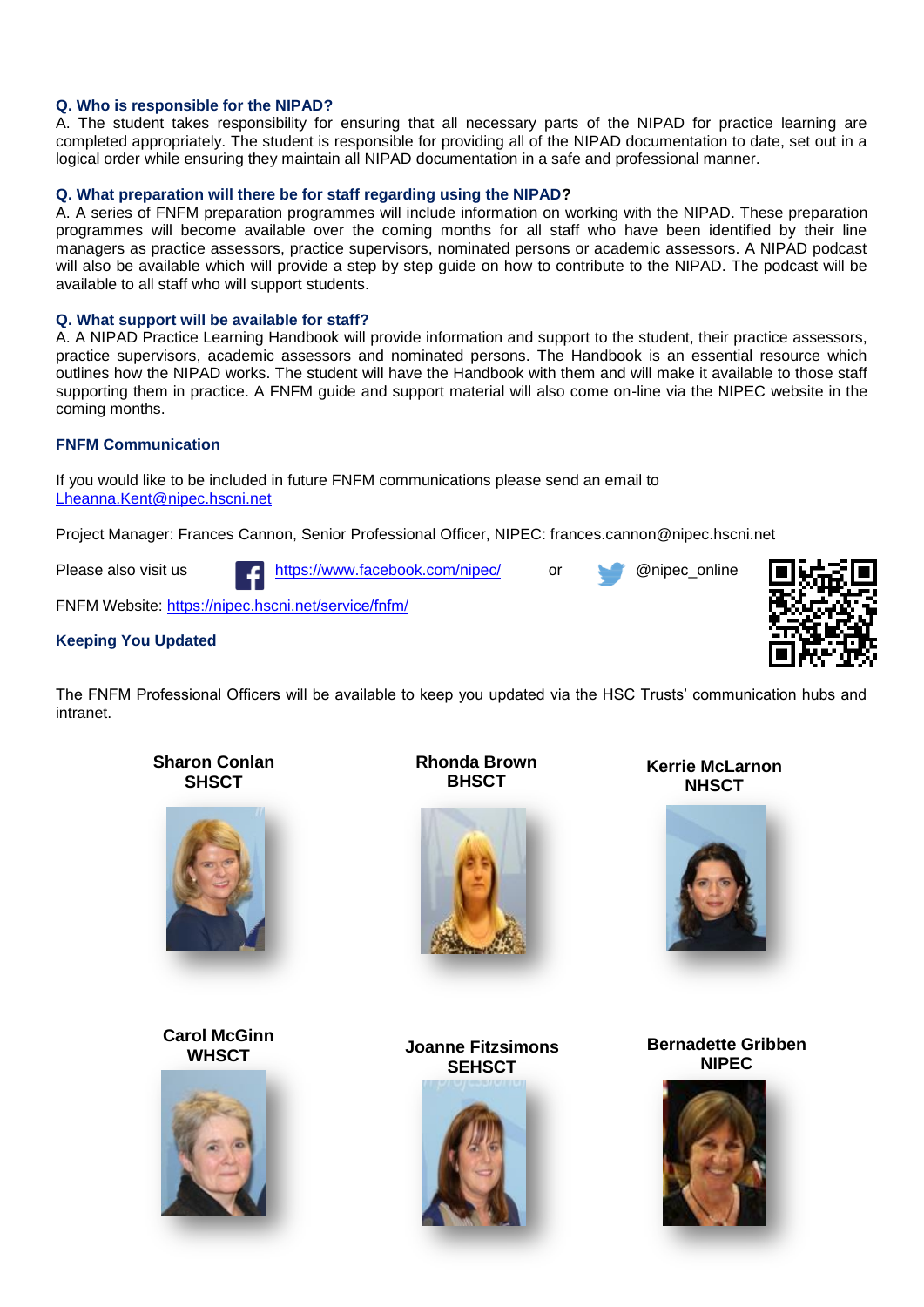**Q. Who is responsible for the NIPAD?**

A. The student takes responsibility for ensuring that all necessary parts of the NIPAD for practice learning are completed appropriately. The student is responsible for providing all of the NIPAD documentation to date, set out in a logical order while ensuring they maintain all NIPAD documentation in a safe and professional manner.

**Q. What preparation will there be for staff regarding using the NIPAD?**

A. A series of FNFM preparation programmes will include information on working with the NIPAD. These preparation programmes will become available over the coming months for all staff who have been identified by their line managers as practice assessors, practice supervisors, nominated persons or academic assessors. A NIPAD podcast will also be available which will provide a step by step guide on how to contribute to the NIPAD. The podcast will be available to all staff who will support students.

**Q. What support will be available for staff?**

A. A NIPAD Practice Learning Handbook will provide information and support to the student, their practice assessors, practice supervisors, academic assessors and nominated persons. The Handbook is an essential resource which outlines how the NIPAD works. The student will have the Handbook with them and will make it available to those staff supporting them in practice. A FNFM guide and support material will also come on-line via the NIPEC website in the coming months.

**FNFM Communication**

If you would like to be included in future FNFM communications please send an email to Lheanna.Kent@nipec.hscni.net

Project Manager: Frances Cannon, Senior Professional Officer, NIPEC: frances.cannon@nipec.hscni.net

Please also visit us https://www.facebook.com/nipec/ or @nipec_online

FNFM Website: https://nipec.hscni.net/service/fnfm/

**Keeping You Updated**

The FNFM Professional Officers will be available to keep you updated via the HSC Trusts' communication hubs and intranet.

**Sharon Conlan**
**SHSCT**

**Rhonda Brown**
**BHSCT**

**Kerrie McLarnon**
**NHSCT**

**Carol McGinn**
**WHSCT**

**Joanne Fitzsimons**
**SEHSCT**

**Bernadette Gribben**
**NIPEC**